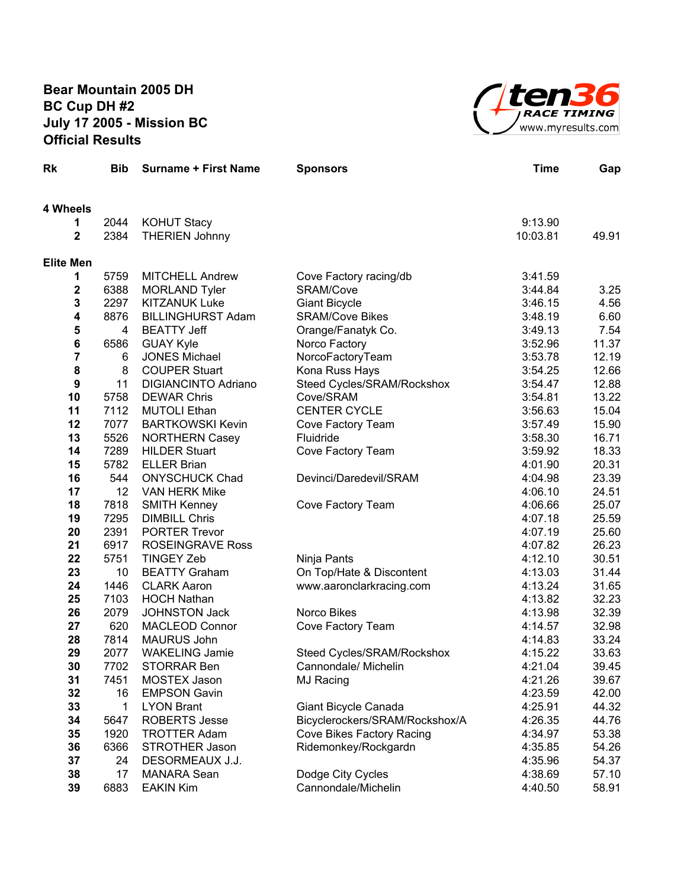**Bear Mountain 2005 DH**
**BC Cup DH #2**
**July 17 2005 - Mission BC**
**Official Results**

ten36 RACE TIMING www.myresults.com

| Rk | Bib | Surname + First Name | Sponsors | Time | Gap |
|---|---|---|---|---|---|
| **4 Wheels** | | | | | |
| 1 | 2044 | KOHUT Stacy | | 9:13.90 | |
| 2 | 2384 | THERIEN Johnny | | 10:03.81 | 49.91 |
| **Elite Men** | | | | | |
| 1 | 5759 | MITCHELL Andrew | Cove Factory racing/db | 3:41.59 | |
| 2 | 6388 | MORLAND Tyler | SRAM/Cove | 3:44.84 | 3.25 |
| 3 | 2297 | KITZANUK Luke | Giant Bicycle | 3:46.15 | 4.56 |
| 4 | 8876 | BILLINGHURST Adam | SRAM/Cove Bikes | 3:48.19 | 6.60 |
| 5 | 4 | BEATTY Jeff | Orange/Fanatyk Co. | 3:49.13 | 7.54 |
| 6 | 6586 | GUAY Kyle | Norco Factory | 3:52.96 | 11.37 |
| 7 | 6 | JONES Michael | NorcoFactoryTeam | 3:53.78 | 12.19 |
| 8 | 8 | COUPER Stuart | Kona Russ Hays | 3:54.25 | 12.66 |
| 9 | 11 | DIGIANCINTO Adriano | Steed Cycles/SRAM/Rockshox | 3:54.47 | 12.88 |
| 10 | 5758 | DEWAR Chris | Cove/SRAM | 3:54.81 | 13.22 |
| 11 | 7112 | MUTOLI Ethan | CENTER CYCLE | 3:56.63 | 15.04 |
| 12 | 7077 | BARTKOWSKI Kevin | Cove Factory Team | 3:57.49 | 15.90 |
| 13 | 5526 | NORTHERN Casey | Fluidride | 3:58.30 | 16.71 |
| 14 | 7289 | HILDER Stuart | Cove Factory Team | 3:59.92 | 18.33 |
| 15 | 5782 | ELLER Brian | | 4:01.90 | 20.31 |
| 16 | 544 | ONYSCHUCK Chad | Devinci/Daredevil/SRAM | 4:04.98 | 23.39 |
| 17 | 12 | VAN HERK Mike | | 4:06.10 | 24.51 |
| 18 | 7818 | SMITH Kenney | Cove Factory Team | 4:06.66 | 25.07 |
| 19 | 7295 | DIMBILL Chris | | 4:07.18 | 25.59 |
| 20 | 2391 | PORTER Trevor | | 4:07.19 | 25.60 |
| 21 | 6917 | ROSEINGRAVE Ross | | 4:07.82 | 26.23 |
| 22 | 5751 | TINGEY Zeb | Ninja Pants | 4:12.10 | 30.51 |
| 23 | 10 | BEATTY Graham | On Top/Hate & Discontent | 4:13.03 | 31.44 |
| 24 | 1446 | CLARK Aaron | www.aaronclarkracing.com | 4:13.24 | 31.65 |
| 25 | 7103 | HOCH Nathan | | 4:13.82 | 32.23 |
| 26 | 2079 | JOHNSTON Jack | Norco Bikes | 4:13.98 | 32.39 |
| 27 | 620 | MACLEOD Connor | Cove Factory Team | 4:14.57 | 32.98 |
| 28 | 7814 | MAURUS John | | 4:14.83 | 33.24 |
| 29 | 2077 | WAKELING Jamie | Steed Cycles/SRAM/Rockshox | 4:15.22 | 33.63 |
| 30 | 7702 | STORRAR Ben | Cannondale/ Michelin | 4:21.04 | 39.45 |
| 31 | 7451 | MOSTEX Jason | MJ Racing | 4:21.26 | 39.67 |
| 32 | 16 | EMPSON Gavin | | 4:23.59 | 42.00 |
| 33 | 1 | LYON Brant | Giant Bicycle Canada | 4:25.91 | 44.32 |
| 34 | 5647 | ROBERTS Jesse | Bicyclerockers/SRAM/Rockshox/A | 4:26.35 | 44.76 |
| 35 | 1920 | TROTTER Adam | Cove Bikes Factory Racing | 4:34.97 | 53.38 |
| 36 | 6366 | STROTHER Jason | Ridemonkey/Rockgardn | 4:35.85 | 54.26 |
| 37 | 24 | DESORMEAUX J.J. | | 4:35.96 | 54.37 |
| 38 | 17 | MANARA Sean | Dodge City Cycles | 4:38.69 | 57.10 |
| 39 | 6883 | EAKIN Kim | Cannondale/Michelin | 4:40.50 | 58.91 |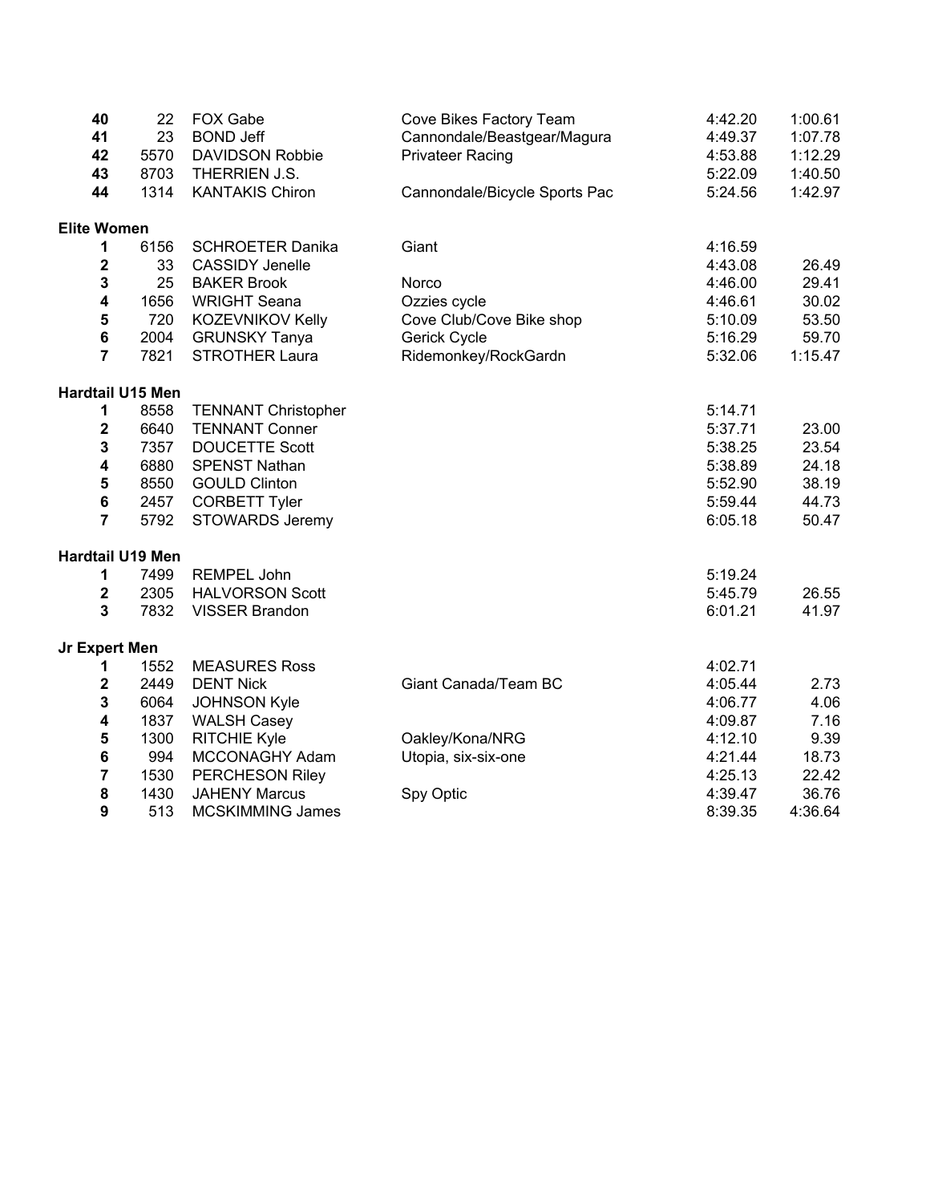| | | | | | |
|---|---|---|---|---|---|
| **40** | 22 | FOX Gabe | Cove Bikes Factory Team | 4:42.20 | 1:00.61 |
| **41** | 23 | BOND Jeff | Cannondale/Beastgear/Magura | 4:49.37 | 1:07.78 |
| **42** | 5570 | DAVIDSON Robbie | Privateer Racing | 4:53.88 | 1:12.29 |
| **43** | 8703 | THERRIEN J.S. | | 5:22.09 | 1:40.50 |
| **44** | 1314 | KANTAKIS Chiron | Cannondale/Bicycle Sports Pac | 5:24.56 | 1:42.97 |

**Elite Women**

| | | | | | |
|---|---|---|---|---|---|
| **1** | 6156 | SCHROETER Danika | Giant | 4:16.59 | |
| **2** | 33 | CASSIDY Jenelle | | 4:43.08 | 26.49 |
| **3** | 25 | BAKER Brook | Norco | 4:46.00 | 29.41 |
| **4** | 1656 | WRIGHT Seana | Ozzies cycle | 4:46.61 | 30.02 |
| **5** | 720 | KOZEVNIKOV Kelly | Cove Club/Cove Bike shop | 5:10.09 | 53.50 |
| **6** | 2004 | GRUNSKY Tanya | Gerick Cycle | 5:16.29 | 59.70 |
| **7** | 7821 | STROTHER Laura | Ridemonkey/RockGardn | 5:32.06 | 1:15.47 |

**Hardtail U15 Men**

| | | | | | |
|---|---|---|---|---|---|
| **1** | 8558 | TENNANT Christopher | | 5:14.71 | |
| **2** | 6640 | TENNANT Conner | | 5:37.71 | 23.00 |
| **3** | 7357 | DOUCETTE Scott | | 5:38.25 | 23.54 |
| **4** | 6880 | SPENST Nathan | | 5:38.89 | 24.18 |
| **5** | 8550 | GOULD Clinton | | 5:52.90 | 38.19 |
| **6** | 2457 | CORBETT Tyler | | 5:59.44 | 44.73 |
| **7** | 5792 | STOWARDS Jeremy | | 6:05.18 | 50.47 |

**Hardtail U19 Men**

| | | | | | |
|---|---|---|---|---|---|
| **1** | 7499 | REMPEL John | | 5:19.24 | |
| **2** | 2305 | HALVORSON Scott | | 5:45.79 | 26.55 |
| **3** | 7832 | VISSER Brandon | | 6:01.21 | 41.97 |

**Jr Expert Men**

| | | | | | |
|---|---|---|---|---|---|
| **1** | 1552 | MEASURES Ross | | 4:02.71 | |
| **2** | 2449 | DENT Nick | Giant Canada/Team BC | 4:05.44 | 2.73 |
| **3** | 6064 | JOHNSON Kyle | | 4:06.77 | 4.06 |
| **4** | 1837 | WALSH Casey | | 4:09.87 | 7.16 |
| **5** | 1300 | RITCHIE Kyle | Oakley/Kona/NRG | 4:12.10 | 9.39 |
| **6** | 994 | MCCONAGHY Adam | Utopia, six-six-one | 4:21.44 | 18.73 |
| **7** | 1530 | PERCHESON Riley | | 4:25.13 | 22.42 |
| **8** | 1430 | JAHENY Marcus | Spy Optic | 4:39.47 | 36.76 |
| **9** | 513 | MCSKIMMING James | | 8:39.35 | 4:36.64 |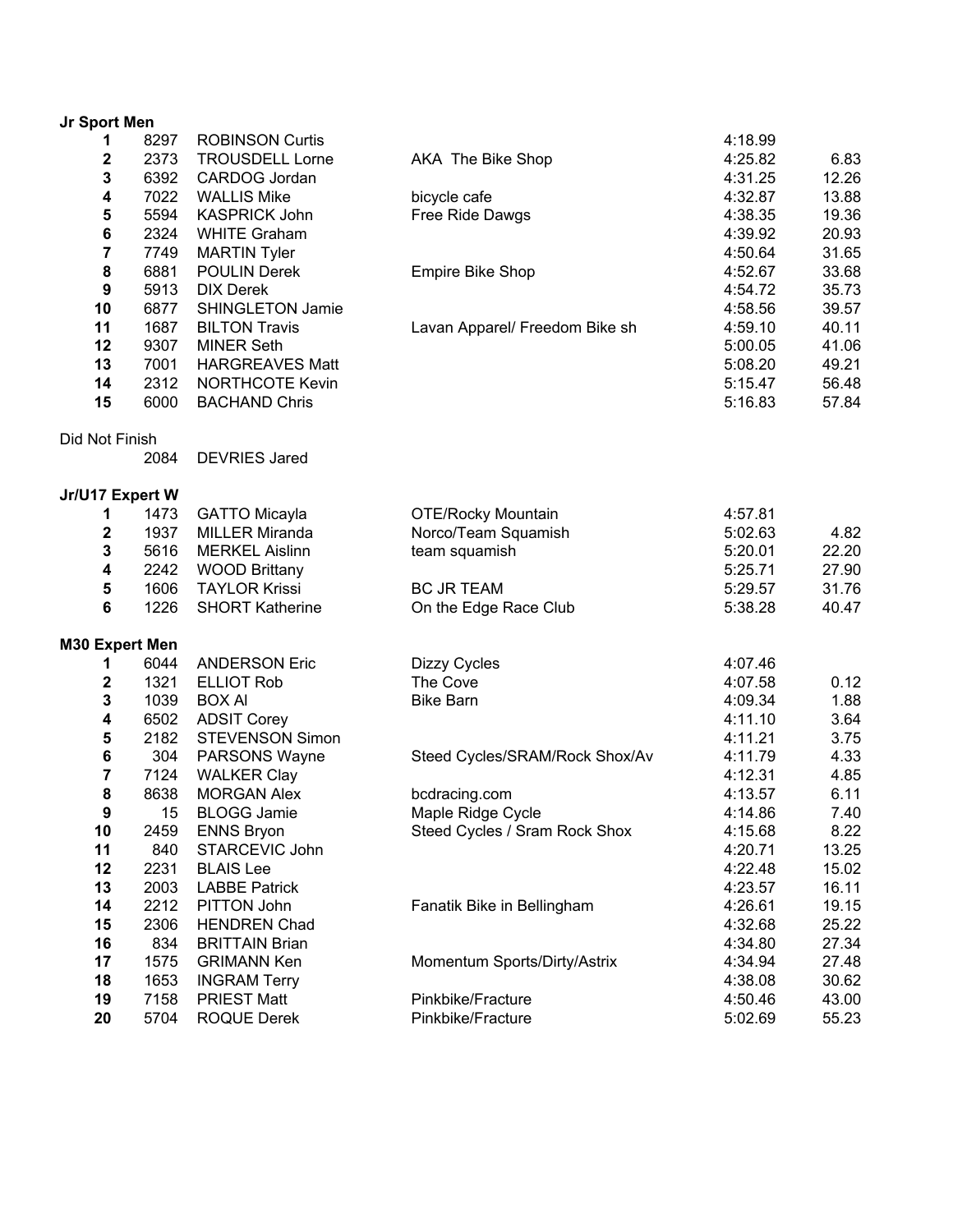**Jr Sport Men**

| | | | | | |
|---|---|---|---|---|---|
| **1** | 8297 | ROBINSON Curtis | | 4:18.99 | |
| **2** | 2373 | TROUSDELL Lorne | AKA The Bike Shop | 4:25.82 | 6.83 |
| **3** | 6392 | CARDOG Jordan | | 4:31.25 | 12.26 |
| **4** | 7022 | WALLIS Mike | bicycle cafe | 4:32.87 | 13.88 |
| **5** | 5594 | KASPRICK John | Free Ride Dawgs | 4:38.35 | 19.36 |
| **6** | 2324 | WHITE Graham | | 4:39.92 | 20.93 |
| **7** | 7749 | MARTIN Tyler | | 4:50.64 | 31.65 |
| **8** | 6881 | POULIN Derek | Empire Bike Shop | 4:52.67 | 33.68 |
| **9** | 5913 | DIX Derek | | 4:54.72 | 35.73 |
| **10** | 6877 | SHINGLETON Jamie | | 4:58.56 | 39.57 |
| **11** | 1687 | BILTON Travis | Lavan Apparel/ Freedom Bike sh | 4:59.10 | 40.11 |
| **12** | 9307 | MINER Seth | | 5:00.05 | 41.06 |
| **13** | 7001 | HARGREAVES Matt | | 5:08.20 | 49.21 |
| **14** | 2312 | NORTHCOTE Kevin | | 5:15.47 | 56.48 |
| **15** | 6000 | BACHAND Chris | | 5:16.83 | 57.84 |

Did Not Finish

| | | | | | |
|---|---|---|---|---|---|
| | 2084 | DEVRIES Jared | | | |

**Jr/U17 Expert W**

| | | | | | |
|---|---|---|---|---|---|
| **1** | 1473 | GATTO Micayla | OTE/Rocky Mountain | 4:57.81 | |
| **2** | 1937 | MILLER Miranda | Norco/Team Squamish | 5:02.63 | 4.82 |
| **3** | 5616 | MERKEL Aislinn | team squamish | 5:20.01 | 22.20 |
| **4** | 2242 | WOOD Brittany | | 5:25.71 | 27.90 |
| **5** | 1606 | TAYLOR Krissi | BC JR TEAM | 5:29.57 | 31.76 |
| **6** | 1226 | SHORT Katherine | On the Edge Race Club | 5:38.28 | 40.47 |

**M30 Expert Men**

| | | | | | |
|---|---|---|---|---|---|
| **1** | 6044 | ANDERSON Eric | Dizzy Cycles | 4:07.46 | |
| **2** | 1321 | ELLIOT Rob | The Cove | 4:07.58 | 0.12 |
| **3** | 1039 | BOX Al | Bike Barn | 4:09.34 | 1.88 |
| **4** | 6502 | ADSIT Corey | | 4:11.10 | 3.64 |
| **5** | 2182 | STEVENSON Simon | | 4:11.21 | 3.75 |
| **6** | 304 | PARSONS Wayne | Steed Cycles/SRAM/Rock Shox/Av | 4:11.79 | 4.33 |
| **7** | 7124 | WALKER Clay | | 4:12.31 | 4.85 |
| **8** | 8638 | MORGAN Alex | bcdracing.com | 4:13.57 | 6.11 |
| **9** | 15 | BLOGG Jamie | Maple Ridge Cycle | 4:14.86 | 7.40 |
| **10** | 2459 | ENNS Bryon | Steed Cycles / Sram Rock Shox | 4:15.68 | 8.22 |
| **11** | 840 | STARCEVIC John | | 4:20.71 | 13.25 |
| **12** | 2231 | BLAIS Lee | | 4:22.48 | 15.02 |
| **13** | 2003 | LABBE Patrick | | 4:23.57 | 16.11 |
| **14** | 2212 | PITTON John | Fanatik Bike in Bellingham | 4:26.61 | 19.15 |
| **15** | 2306 | HENDREN Chad | | 4:32.68 | 25.22 |
| **16** | 834 | BRITTAIN Brian | | 4:34.80 | 27.34 |
| **17** | 1575 | GRIMANN Ken | Momentum Sports/Dirty/Astrix | 4:34.94 | 27.48 |
| **18** | 1653 | INGRAM Terry | | 4:38.08 | 30.62 |
| **19** | 7158 | PRIEST Matt | Pinkbike/Fracture | 4:50.46 | 43.00 |
| **20** | 5704 | ROQUE Derek | Pinkbike/Fracture | 5:02.69 | 55.23 |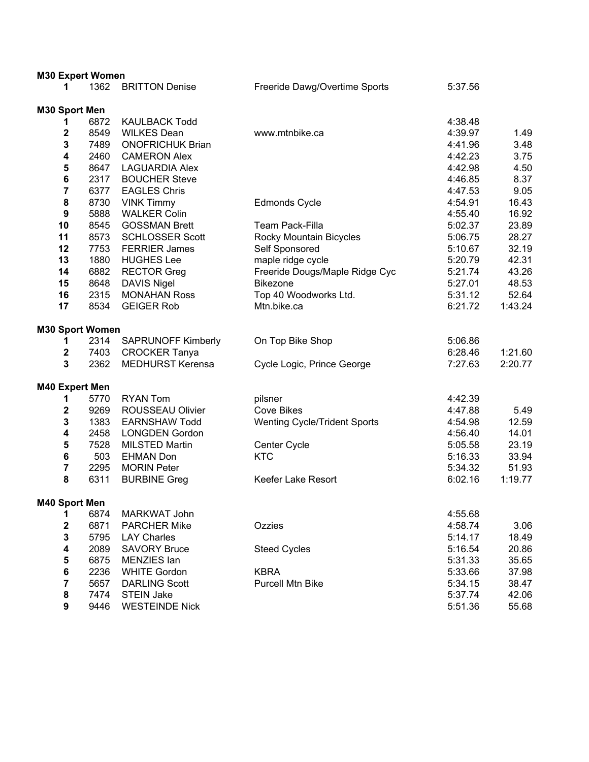**M30 Expert Women**

| Place | Number | Name | Team | Time | Gap |
|---|---|---|---|---|---|
| 1 | 1362 | BRITTON Denise | Freeride Dawg/Overtime Sports | 5:37.56 | |

**M30 Sport Men**

| Place | Number | Name | Team | Time | Gap |
|---|---|---|---|---|---|
| 1 | 6872 | KAULBACK Todd | | 4:38.48 | |
| 2 | 8549 | WILKES Dean | www.mtnbike.ca | 4:39.97 | 1.49 |
| 3 | 7489 | ONOFRICHUK Brian | | 4:41.96 | 3.48 |
| 4 | 2460 | CAMERON Alex | | 4:42.23 | 3.75 |
| 5 | 8647 | LAGUARDIA Alex | | 4:42.98 | 4.50 |
| 6 | 2317 | BOUCHER Steve | | 4:46.85 | 8.37 |
| 7 | 6377 | EAGLES Chris | | 4:47.53 | 9.05 |
| 8 | 8730 | VINK Timmy | Edmonds Cycle | 4:54.91 | 16.43 |
| 9 | 5888 | WALKER Colin | | 4:55.40 | 16.92 |
| 10 | 8545 | GOSSMAN Brett | Team Pack-Filla | 5:02.37 | 23.89 |
| 11 | 8573 | SCHLOSSER Scott | Rocky Mountain Bicycles | 5:06.75 | 28.27 |
| 12 | 7753 | FERRIER James | Self Sponsored | 5:10.67 | 32.19 |
| 13 | 1880 | HUGHES Lee | maple ridge cycle | 5:20.79 | 42.31 |
| 14 | 6882 | RECTOR Greg | Freeride Dougs/Maple Ridge Cyc | 5:21.74 | 43.26 |
| 15 | 8648 | DAVIS Nigel | Bikezone | 5:27.01 | 48.53 |
| 16 | 2315 | MONAHAN Ross | Top 40 Woodworks Ltd. | 5:31.12 | 52.64 |
| 17 | 8534 | GEIGER Rob | Mtn.bike.ca | 6:21.72 | 1:43.24 |

**M30 Sport Women**

| Place | Number | Name | Team | Time | Gap |
|---|---|---|---|---|---|
| 1 | 2314 | SAPRUNOFF Kimberly | On Top Bike Shop | 5:06.86 | |
| 2 | 7403 | CROCKER Tanya | | 6:28.46 | 1:21.60 |
| 3 | 2362 | MEDHURST Kerensa | Cycle Logic, Prince George | 7:27.63 | 2:20.77 |

**M40 Expert Men**

| Place | Number | Name | Team | Time | Gap |
|---|---|---|---|---|---|
| 1 | 5770 | RYAN Tom | pilsner | 4:42.39 | |
| 2 | 9269 | ROUSSEAU Olivier | Cove Bikes | 4:47.88 | 5.49 |
| 3 | 1383 | EARNSHAW Todd | Wenting Cycle/Trident Sports | 4:54.98 | 12.59 |
| 4 | 2458 | LONGDEN Gordon | | 4:56.40 | 14.01 |
| 5 | 7528 | MILSTED Martin | Center Cycle | 5:05.58 | 23.19 |
| 6 | 503 | EHMAN Don | KTC | 5:16.33 | 33.94 |
| 7 | 2295 | MORIN Peter | | 5:34.32 | 51.93 |
| 8 | 6311 | BURBINE Greg | Keefer Lake Resort | 6:02.16 | 1:19.77 |

**M40 Sport Men**

| Place | Number | Name | Team | Time | Gap |
|---|---|---|---|---|---|
| 1 | 6874 | MARKWAT John | | 4:55.68 | |
| 2 | 6871 | PARCHER Mike | Ozzies | 4:58.74 | 3.06 |
| 3 | 5795 | LAY Charles | | 5:14.17 | 18.49 |
| 4 | 2089 | SAVORY Bruce | Steed Cycles | 5:16.54 | 20.86 |
| 5 | 6875 | MENZIES Ian | | 5:31.33 | 35.65 |
| 6 | 2236 | WHITE Gordon | KBRA | 5:33.66 | 37.98 |
| 7 | 5657 | DARLING Scott | Purcell Mtn Bike | 5:34.15 | 38.47 |
| 8 | 7474 | STEIN Jake | | 5:37.74 | 42.06 |
| 9 | 9446 | WESTEINDE Nick | | 5:51.36 | 55.68 |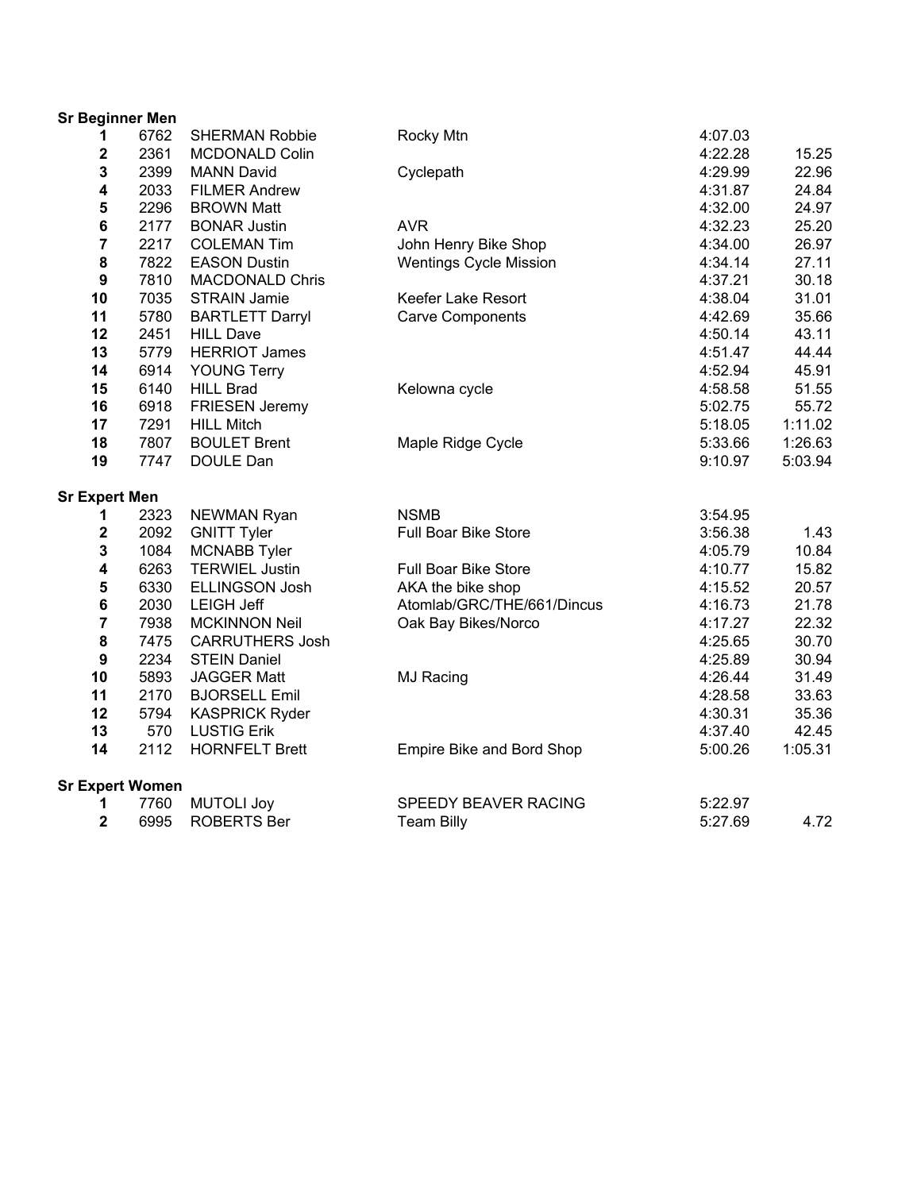**Sr Beginner Men**

| | | | | | |
|---|---|---|---|---|---|
| **1** | 6762 | SHERMAN Robbie | Rocky Mtn | 4:07.03 | |
| **2** | 2361 | MCDONALD Colin | | 4:22.28 | 15.25 |
| **3** | 2399 | MANN David | Cyclepath | 4:29.99 | 22.96 |
| **4** | 2033 | FILMER Andrew | | 4:31.87 | 24.84 |
| **5** | 2296 | BROWN Matt | | 4:32.00 | 24.97 |
| **6** | 2177 | BONAR Justin | AVR | 4:32.23 | 25.20 |
| **7** | 2217 | COLEMAN Tim | John Henry Bike Shop | 4:34.00 | 26.97 |
| **8** | 7822 | EASON Dustin | Wentings Cycle Mission | 4:34.14 | 27.11 |
| **9** | 7810 | MACDONALD Chris | | 4:37.21 | 30.18 |
| **10** | 7035 | STRAIN Jamie | Keefer Lake Resort | 4:38.04 | 31.01 |
| **11** | 5780 | BARTLETT Darryl | Carve Components | 4:42.69 | 35.66 |
| **12** | 2451 | HILL Dave | | 4:50.14 | 43.11 |
| **13** | 5779 | HERRIOT James | | 4:51.47 | 44.44 |
| **14** | 6914 | YOUNG Terry | | 4:52.94 | 45.91 |
| **15** | 6140 | HILL Brad | Kelowna cycle | 4:58.58 | 51.55 |
| **16** | 6918 | FRIESEN Jeremy | | 5:02.75 | 55.72 |
| **17** | 7291 | HILL Mitch | | 5:18.05 | 1:11.02 |
| **18** | 7807 | BOULET Brent | Maple Ridge Cycle | 5:33.66 | 1:26.63 |
| **19** | 7747 | DOULE Dan | | 9:10.97 | 5:03.94 |

**Sr Expert Men**

| | | | | | |
|---|---|---|---|---|---|
| **1** | 2323 | NEWMAN Ryan | NSMB | 3:54.95 | |
| **2** | 2092 | GNITT Tyler | Full Boar Bike Store | 3:56.38 | 1.43 |
| **3** | 1084 | MCNABB Tyler | | 4:05.79 | 10.84 |
| **4** | 6263 | TERWIEL Justin | Full Boar Bike Store | 4:10.77 | 15.82 |
| **5** | 6330 | ELLINGSON Josh | AKA the bike shop | 4:15.52 | 20.57 |
| **6** | 2030 | LEIGH Jeff | Atomlab/GRC/THE/661/Dincus | 4:16.73 | 21.78 |
| **7** | 7938 | MCKINNON Neil | Oak Bay Bikes/Norco | 4:17.27 | 22.32 |
| **8** | 7475 | CARRUTHERS Josh | | 4:25.65 | 30.70 |
| **9** | 2234 | STEIN Daniel | | 4:25.89 | 30.94 |
| **10** | 5893 | JAGGER Matt | MJ Racing | 4:26.44 | 31.49 |
| **11** | 2170 | BJORSELL Emil | | 4:28.58 | 33.63 |
| **12** | 5794 | KASPRICK Ryder | | 4:30.31 | 35.36 |
| **13** | 570 | LUSTIG Erik | | 4:37.40 | 42.45 |
| **14** | 2112 | HORNFELT Brett | Empire Bike and Bord Shop | 5:00.26 | 1:05.31 |

**Sr Expert Women**

| | | | | | |
|---|---|---|---|---|---|
| **1** | 7760 | MUTOLI Joy | SPEEDY BEAVER RACING | 5:22.97 | |
| **2** | 6995 | ROBERTS Ber | Team Billy | 5:27.69 | 4.72 |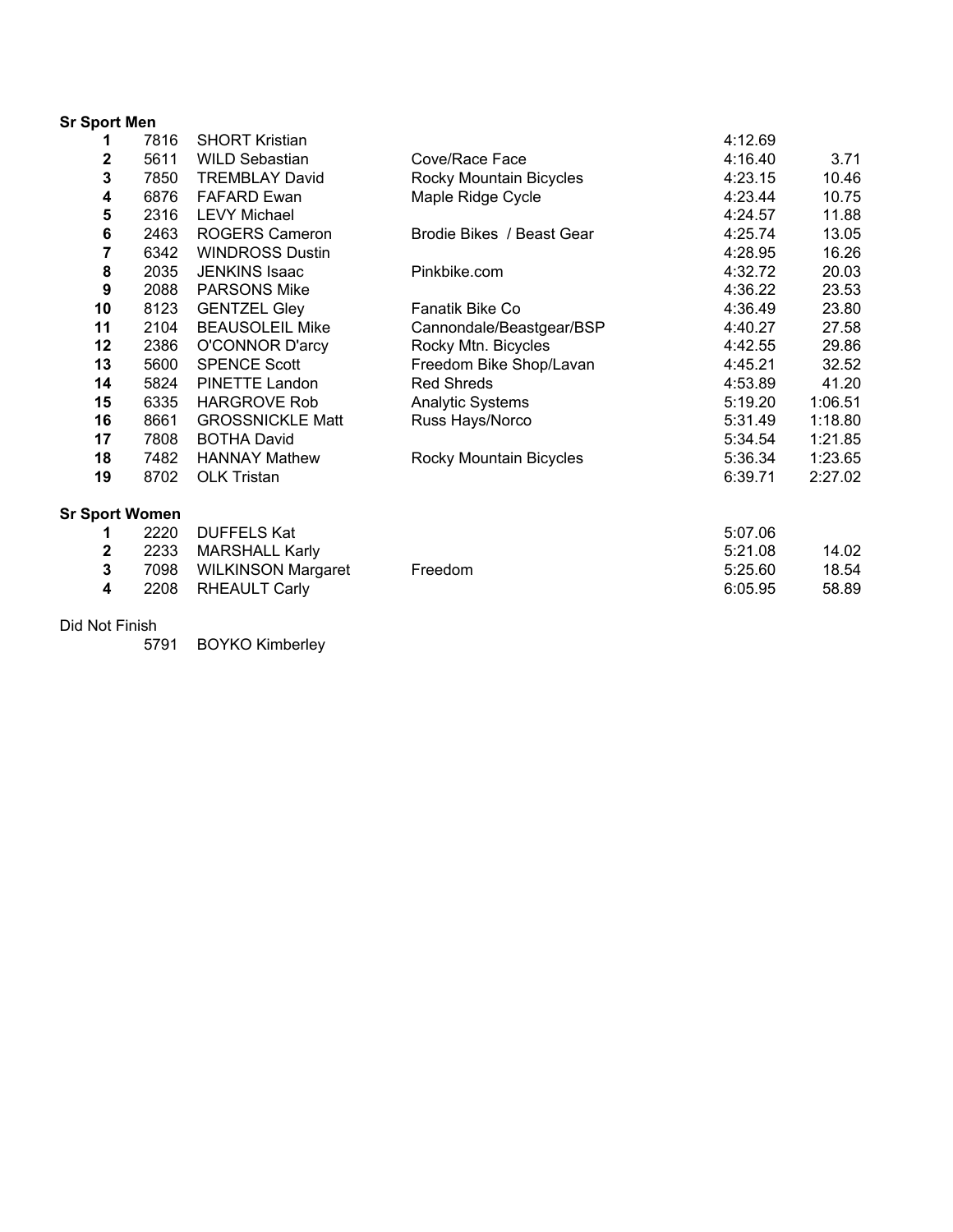**Sr Sport Men**

| Place | Bib | Name | Team | Time | Gap |
|---|---|---|---|---|---|
| 1 | 7816 | SHORT Kristian | | 4:12.69 | |
| 2 | 5611 | WILD Sebastian | Cove/Race Face | 4:16.40 | 3.71 |
| 3 | 7850 | TREMBLAY David | Rocky Mountain Bicycles | 4:23.15 | 10.46 |
| 4 | 6876 | FAFARD Ewan | Maple Ridge Cycle | 4:23.44 | 10.75 |
| 5 | 2316 | LEVY Michael | | 4:24.57 | 11.88 |
| 6 | 2463 | ROGERS Cameron | Brodie Bikes / Beast Gear | 4:25.74 | 13.05 |
| 7 | 6342 | WINDROSS Dustin | | 4:28.95 | 16.26 |
| 8 | 2035 | JENKINS Isaac | Pinkbike.com | 4:32.72 | 20.03 |
| 9 | 2088 | PARSONS Mike | | 4:36.22 | 23.53 |
| 10 | 8123 | GENTZEL Gley | Fanatik Bike Co | 4:36.49 | 23.80 |
| 11 | 2104 | BEAUSOLEIL Mike | Cannondale/Beastgear/BSP | 4:40.27 | 27.58 |
| 12 | 2386 | O'CONNOR D'arcy | Rocky Mtn. Bicycles | 4:42.55 | 29.86 |
| 13 | 5600 | SPENCE Scott | Freedom Bike Shop/Lavan | 4:45.21 | 32.52 |
| 14 | 5824 | PINETTE Landon | Red Shreds | 4:53.89 | 41.20 |
| 15 | 6335 | HARGROVE Rob | Analytic Systems | 5:19.20 | 1:06.51 |
| 16 | 8661 | GROSSNICKLE Matt | Russ Hays/Norco | 5:31.49 | 1:18.80 |
| 17 | 7808 | BOTHA David | | 5:34.54 | 1:21.85 |
| 18 | 7482 | HANNAY Mathew | Rocky Mountain Bicycles | 5:36.34 | 1:23.65 |
| 19 | 8702 | OLK Tristan | | 6:39.71 | 2:27.02 |

**Sr Sport Women**

| Place | Bib | Name | Team | Time | Gap |
|---|---|---|---|---|---|
| 1 | 2220 | DUFFELS Kat | | 5:07.06 | |
| 2 | 2233 | MARSHALL Karly | | 5:21.08 | 14.02 |
| 3 | 7098 | WILKINSON Margaret | Freedom | 5:25.60 | 18.54 |
| 4 | 2208 | RHEAULT Carly | | 6:05.95 | 58.89 |

Did Not Finish

| Bib | Name |
|---|---|
| 5791 | BOYKO Kimberley |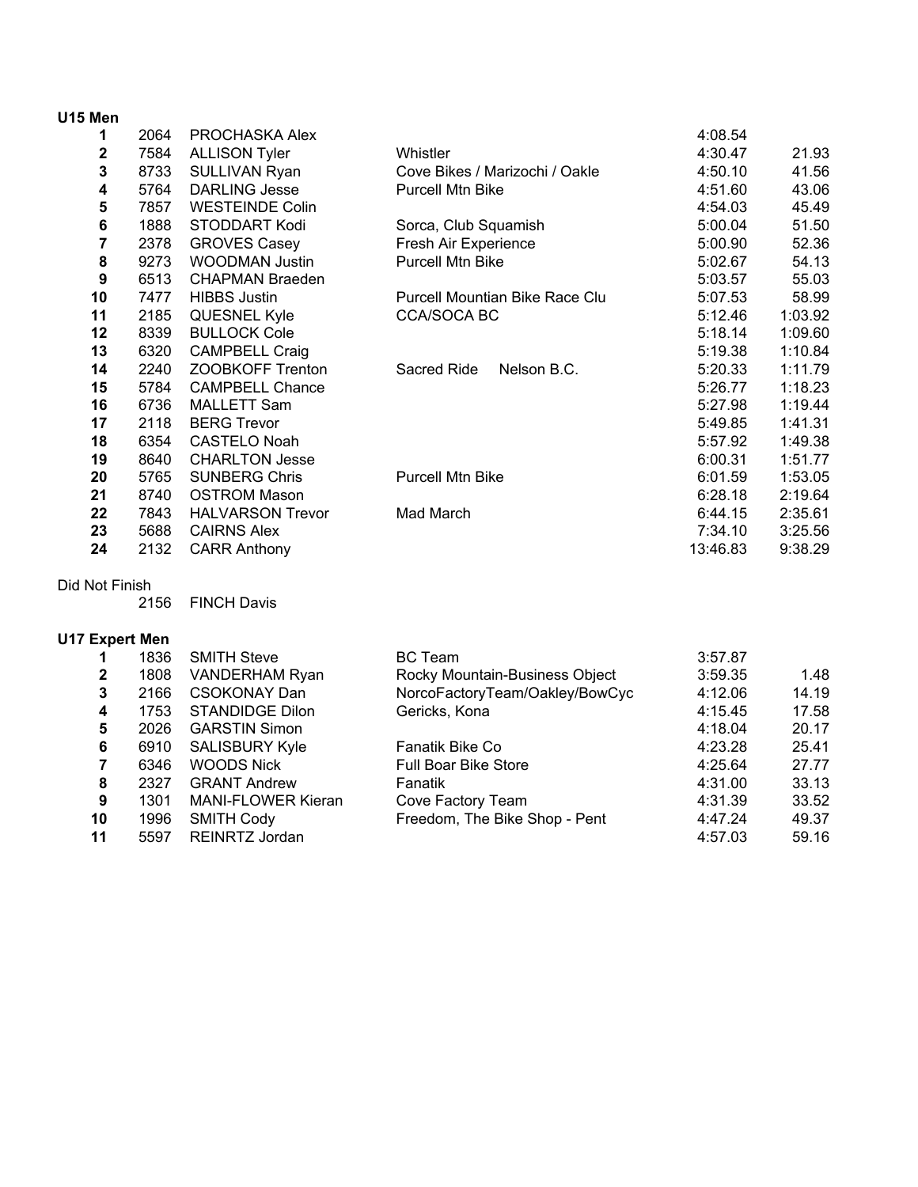**U15 Men**

| Place | Bib | Name | Team | Time | Gap |
|---|---|---|---|---|---|
| 1 | 2064 | PROCHASKA Alex | | 4:08.54 | |
| 2 | 7584 | ALLISON Tyler | Whistler | 4:30.47 | 21.93 |
| 3 | 8733 | SULLIVAN Ryan | Cove Bikes / Marizochi / Oakle | 4:50.10 | 41.56 |
| 4 | 5764 | DARLING Jesse | Purcell Mtn Bike | 4:51.60 | 43.06 |
| 5 | 7857 | WESTEINDE Colin | | 4:54.03 | 45.49 |
| 6 | 1888 | STODDART Kodi | Sorca, Club Squamish | 5:00.04 | 51.50 |
| 7 | 2378 | GROVES Casey | Fresh Air Experience | 5:00.90 | 52.36 |
| 8 | 9273 | WOODMAN Justin | Purcell Mtn Bike | 5:02.67 | 54.13 |
| 9 | 6513 | CHAPMAN Braeden | | 5:03.57 | 55.03 |
| 10 | 7477 | HIBBS Justin | Purcell Mountian Bike Race Clu | 5:07.53 | 58.99 |
| 11 | 2185 | QUESNEL Kyle | CCA/SOCA BC | 5:12.46 | 1:03.92 |
| 12 | 8339 | BULLOCK Cole | | 5:18.14 | 1:09.60 |
| 13 | 6320 | CAMPBELL Craig | | 5:19.38 | 1:10.84 |
| 14 | 2240 | ZOOBKOFF Trenton | Sacred Ride Nelson B.C. | 5:20.33 | 1:11.79 |
| 15 | 5784 | CAMPBELL Chance | | 5:26.77 | 1:18.23 |
| 16 | 6736 | MALLETT Sam | | 5:27.98 | 1:19.44 |
| 17 | 2118 | BERG Trevor | | 5:49.85 | 1:41.31 |
| 18 | 6354 | CASTELO Noah | | 5:57.92 | 1:49.38 |
| 19 | 8640 | CHARLTON Jesse | | 6:00.31 | 1:51.77 |
| 20 | 5765 | SUNBERG Chris | Purcell Mtn Bike | 6:01.59 | 1:53.05 |
| 21 | 8740 | OSTROM Mason | | 6:28.18 | 2:19.64 |
| 22 | 7843 | HALVARSON Trevor | Mad March | 6:44.15 | 2:35.61 |
| 23 | 5688 | CAIRNS Alex | | 7:34.10 | 3:25.56 |
| 24 | 2132 | CARR Anthony | | 13:46.83 | 9:38.29 |

Did Not Finish

| Bib | Name |
|---|---|
| 2156 | FINCH Davis |

**U17 Expert Men**

| Place | Bib | Name | Team | Time | Gap |
|---|---|---|---|---|---|
| 1 | 1836 | SMITH Steve | BC Team | 3:57.87 | |
| 2 | 1808 | VANDERHAM Ryan | Rocky Mountain-Business Object | 3:59.35 | 1.48 |
| 3 | 2166 | CSOKONAY Dan | NorcoFactoryTeam/Oakley/BowCyc | 4:12.06 | 14.19 |
| 4 | 1753 | STANDIDGE Dilon | Gericks, Kona | 4:15.45 | 17.58 |
| 5 | 2026 | GARSTIN Simon | | 4:18.04 | 20.17 |
| 6 | 6910 | SALISBURY Kyle | Fanatik Bike Co | 4:23.28 | 25.41 |
| 7 | 6346 | WOODS Nick | Full Boar Bike Store | 4:25.64 | 27.77 |
| 8 | 2327 | GRANT Andrew | Fanatik | 4:31.00 | 33.13 |
| 9 | 1301 | MANI-FLOWER Kieran | Cove Factory Team | 4:31.39 | 33.52 |
| 10 | 1996 | SMITH Cody | Freedom, The Bike Shop - Pent | 4:47.24 | 49.37 |
| 11 | 5597 | REINRTZ Jordan | | 4:57.03 | 59.16 |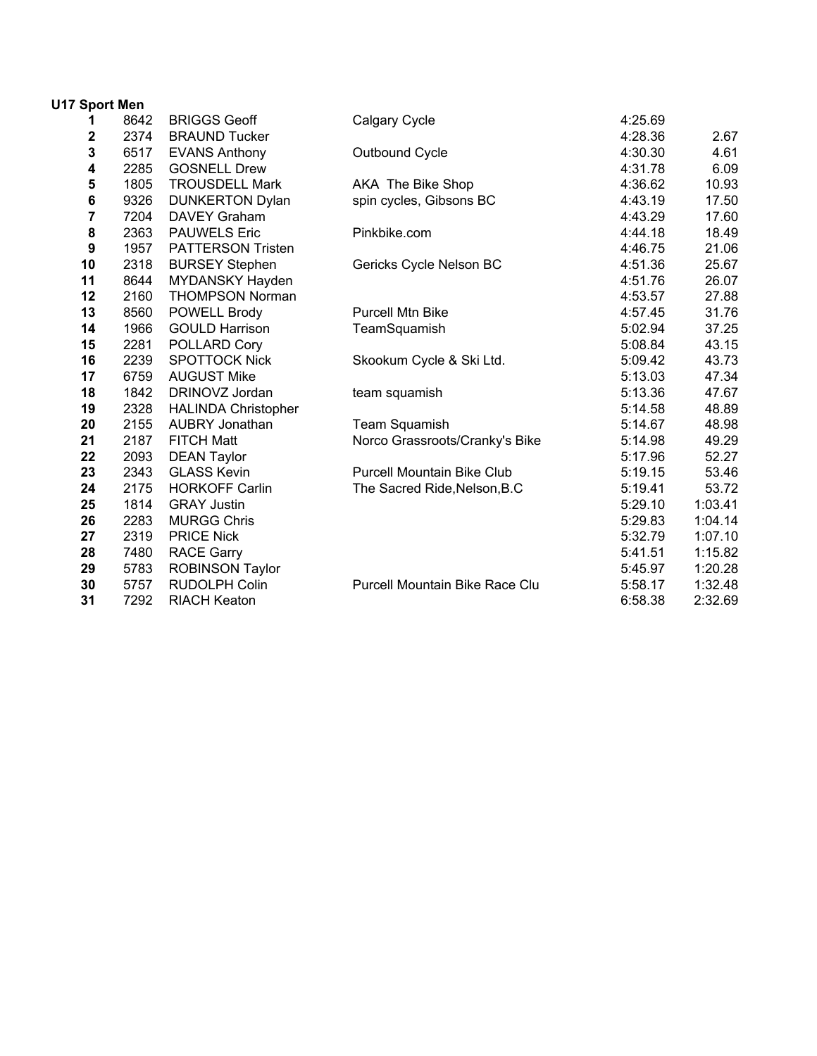**U17 Sport Men**

| | | | | | |
|---|---|---|---|---|---|
| 1 | 8642 | BRIGGS Geoff | Calgary Cycle | 4:25.69 | |
| 2 | 2374 | BRAUND Tucker | | 4:28.36 | 2.67 |
| 3 | 6517 | EVANS Anthony | Outbound Cycle | 4:30.30 | 4.61 |
| 4 | 2285 | GOSNELL Drew | | 4:31.78 | 6.09 |
| 5 | 1805 | TROUSDELL Mark | AKA The Bike Shop | 4:36.62 | 10.93 |
| 6 | 9326 | DUNKERTON Dylan | spin cycles, Gibsons BC | 4:43.19 | 17.50 |
| 7 | 7204 | DAVEY Graham | | 4:43.29 | 17.60 |
| 8 | 2363 | PAUWELS Eric | Pinkbike.com | 4:44.18 | 18.49 |
| 9 | 1957 | PATTERSON Tristen | | 4:46.75 | 21.06 |
| 10 | 2318 | BURSEY Stephen | Gericks Cycle Nelson BC | 4:51.36 | 25.67 |
| 11 | 8644 | MYDANSKY Hayden | | 4:51.76 | 26.07 |
| 12 | 2160 | THOMPSON Norman | | 4:53.57 | 27.88 |
| 13 | 8560 | POWELL Brody | Purcell Mtn Bike | 4:57.45 | 31.76 |
| 14 | 1966 | GOULD Harrison | TeamSquamish | 5:02.94 | 37.25 |
| 15 | 2281 | POLLARD Cory | | 5:08.84 | 43.15 |
| 16 | 2239 | SPOTTOCK Nick | Skookum Cycle & Ski Ltd. | 5:09.42 | 43.73 |
| 17 | 6759 | AUGUST Mike | | 5:13.03 | 47.34 |
| 18 | 1842 | DRINOVZ Jordan | team squamish | 5:13.36 | 47.67 |
| 19 | 2328 | HALINDA Christopher | | 5:14.58 | 48.89 |
| 20 | 2155 | AUBRY Jonathan | Team Squamish | 5:14.67 | 48.98 |
| 21 | 2187 | FITCH Matt | Norco Grassroots/Cranky's Bike | 5:14.98 | 49.29 |
| 22 | 2093 | DEAN Taylor | | 5:17.96 | 52.27 |
| 23 | 2343 | GLASS Kevin | Purcell Mountain Bike Club | 5:19.15 | 53.46 |
| 24 | 2175 | HORKOFF Carlin | The Sacred Ride,Nelson,B.C | 5:19.41 | 53.72 |
| 25 | 1814 | GRAY Justin | | 5:29.10 | 1:03.41 |
| 26 | 2283 | MURGG Chris | | 5:29.83 | 1:04.14 |
| 27 | 2319 | PRICE Nick | | 5:32.79 | 1:07.10 |
| 28 | 7480 | RACE Garry | | 5:41.51 | 1:15.82 |
| 29 | 5783 | ROBINSON Taylor | | 5:45.97 | 1:20.28 |
| 30 | 5757 | RUDOLPH Colin | Purcell Mountain Bike Race Clu | 5:58.17 | 1:32.48 |
| 31 | 7292 | RIACH Keaton | | 6:58.38 | 2:32.69 |